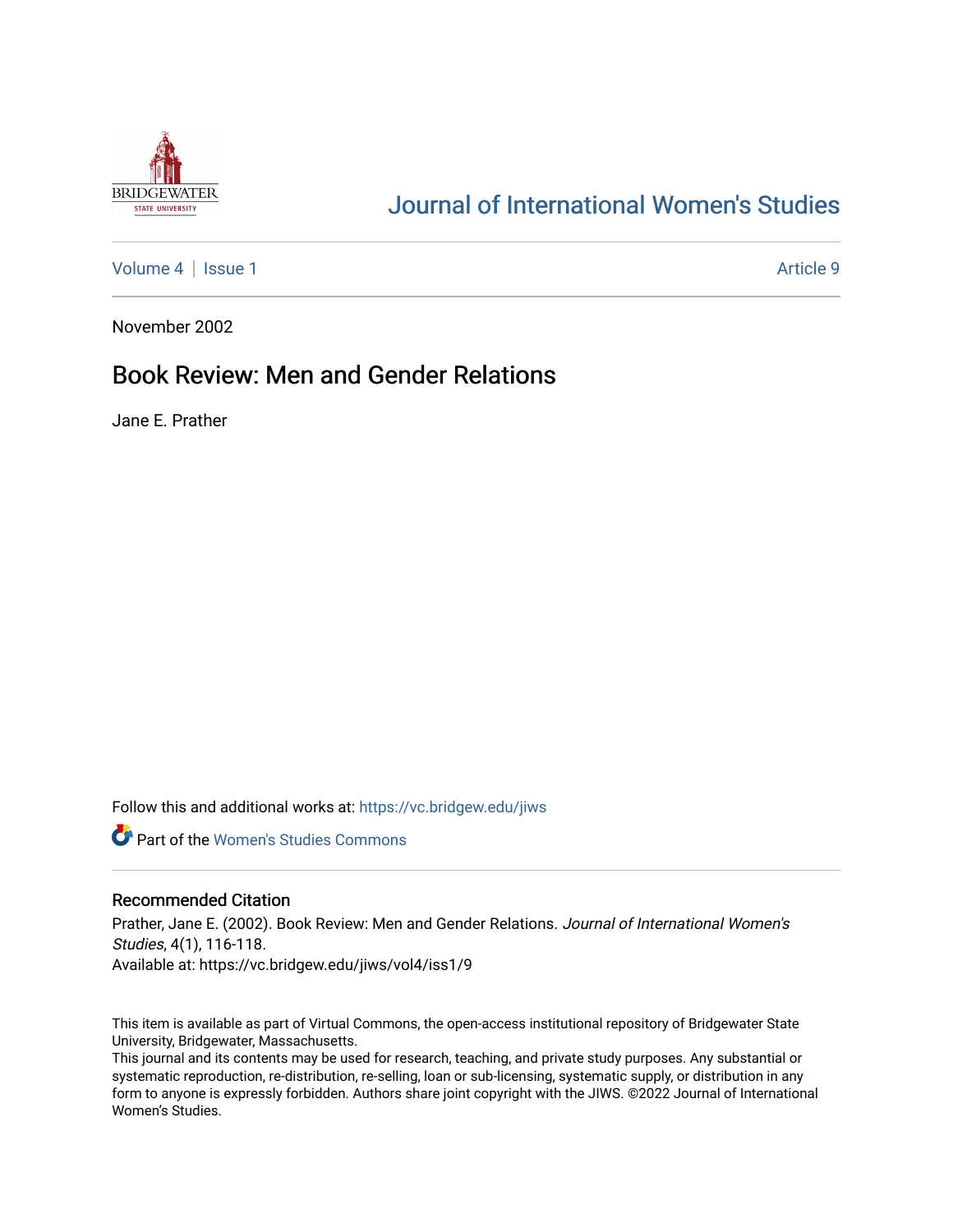Journal of International Women's Studies

Volume 4 | Issue 1 Article 9

November 2002

# Book Review: Men and Gender Relations

Jane E. Prather

Follow this and additional works at: https://vc.bridgew.edu/jiws

Part of the Women's Studies Commons

## Recommended Citation

Prather, Jane E. (2002). Book Review: Men and Gender Relations. *Journal of International Women's Studies*, 4(1), 116-118.
Available at: https://vc.bridgew.edu/jiws/vol4/iss1/9

This item is available as part of Virtual Commons, the open-access institutional repository of Bridgewater State University, Bridgewater, Massachusetts.
This journal and its contents may be used for research, teaching, and private study purposes. Any substantial or systematic reproduction, re-distribution, re-selling, loan or sub-licensing, systematic supply, or distribution in any form to anyone is expressly forbidden. Authors share joint copyright with the JIWS. ©2022 Journal of International Women's Studies.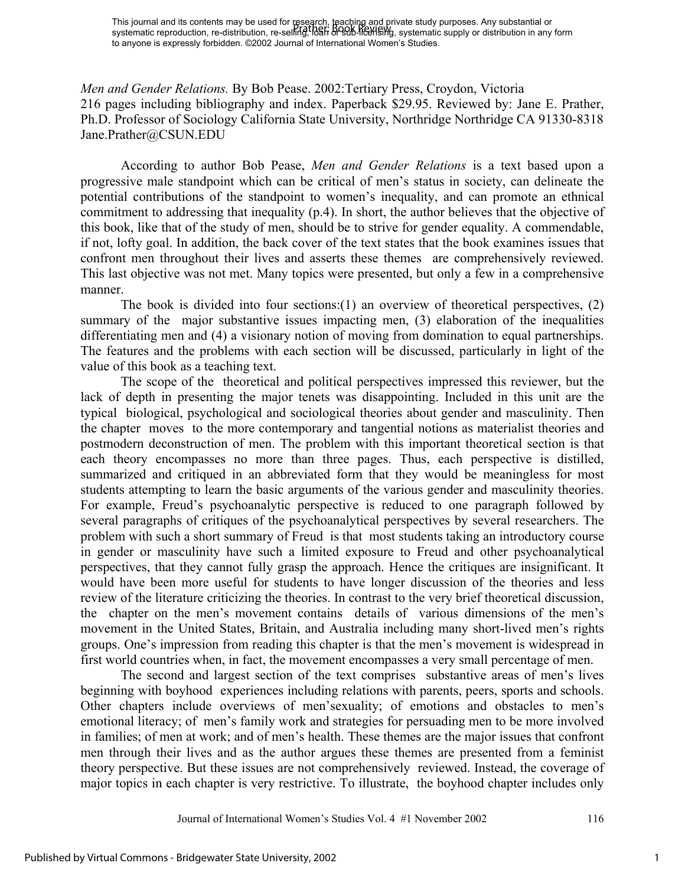This journal and its contents may be used for research, teaching and private study purposes. Any substantial or systematic reproduction, re-distribution, re-selling, loan or sub-licensing, systematic supply or distribution in any form to anyone is expressly forbidden. ©2002 Journal of International Women's Studies.

*Men and Gender Relations.* By Bob Pease. 2002:Tertiary Press, Croydon, Victoria 216 pages including bibliography and index. Paperback $29.95. Reviewed by: Jane E. Prather, Ph.D. Professor of Sociology California State University, Northridge Northridge CA 91330-8318 Jane.Prather@CSUN.EDU

According to author Bob Pease, *Men and Gender Relations* is a text based upon a progressive male standpoint which can be critical of men's status in society, can delineate the potential contributions of the standpoint to women's inequality, and can promote an ethnical commitment to addressing that inequality (p.4). In short, the author believes that the objective of this book, like that of the study of men, should be to strive for gender equality. A commendable, if not, lofty goal. In addition, the back cover of the text states that the book examines issues that confront men throughout their lives and asserts these themes are comprehensively reviewed. This last objective was not met. Many topics were presented, but only a few in a comprehensive manner.

The book is divided into four sections:(1) an overview of theoretical perspectives, (2) summary of the major substantive issues impacting men, (3) elaboration of the inequalities differentiating men and (4) a visionary notion of moving from domination to equal partnerships. The features and the problems with each section will be discussed, particularly in light of the value of this book as a teaching text.

The scope of the theoretical and political perspectives impressed this reviewer, but the lack of depth in presenting the major tenets was disappointing. Included in this unit are the typical biological, psychological and sociological theories about gender and masculinity. Then the chapter moves to the more contemporary and tangential notions as materialist theories and postmodern deconstruction of men. The problem with this important theoretical section is that each theory encompasses no more than three pages. Thus, each perspective is distilled, summarized and critiqued in an abbreviated form that they would be meaningless for most students attempting to learn the basic arguments of the various gender and masculinity theories. For example, Freud's psychoanalytic perspective is reduced to one paragraph followed by several paragraphs of critiques of the psychoanalytical perspectives by several researchers. The problem with such a short summary of Freud is that most students taking an introductory course in gender or masculinity have such a limited exposure to Freud and other psychoanalytical perspectives, that they cannot fully grasp the approach. Hence the critiques are insignificant. It would have been more useful for students to have longer discussion of the theories and less review of the literature criticizing the theories. In contrast to the very brief theoretical discussion, the chapter on the men's movement contains details of various dimensions of the men's movement in the United States, Britain, and Australia including many short-lived men's rights groups. One's impression from reading this chapter is that the men's movement is widespread in first world countries when, in fact, the movement encompasses a very small percentage of men.

The second and largest section of the text comprises substantive areas of men's lives beginning with boyhood experiences including relations with parents, peers, sports and schools. Other chapters include overviews of men'sexuality; of emotions and obstacles to men's emotional literacy; of men's family work and strategies for persuading men to be more involved in families; of men at work; and of men's health. These themes are the major issues that confront men through their lives and as the author argues these themes are presented from a feminist theory perspective. But these issues are not comprehensively reviewed. Instead, the coverage of major topics in each chapter is very restrictive. To illustrate, the boyhood chapter includes only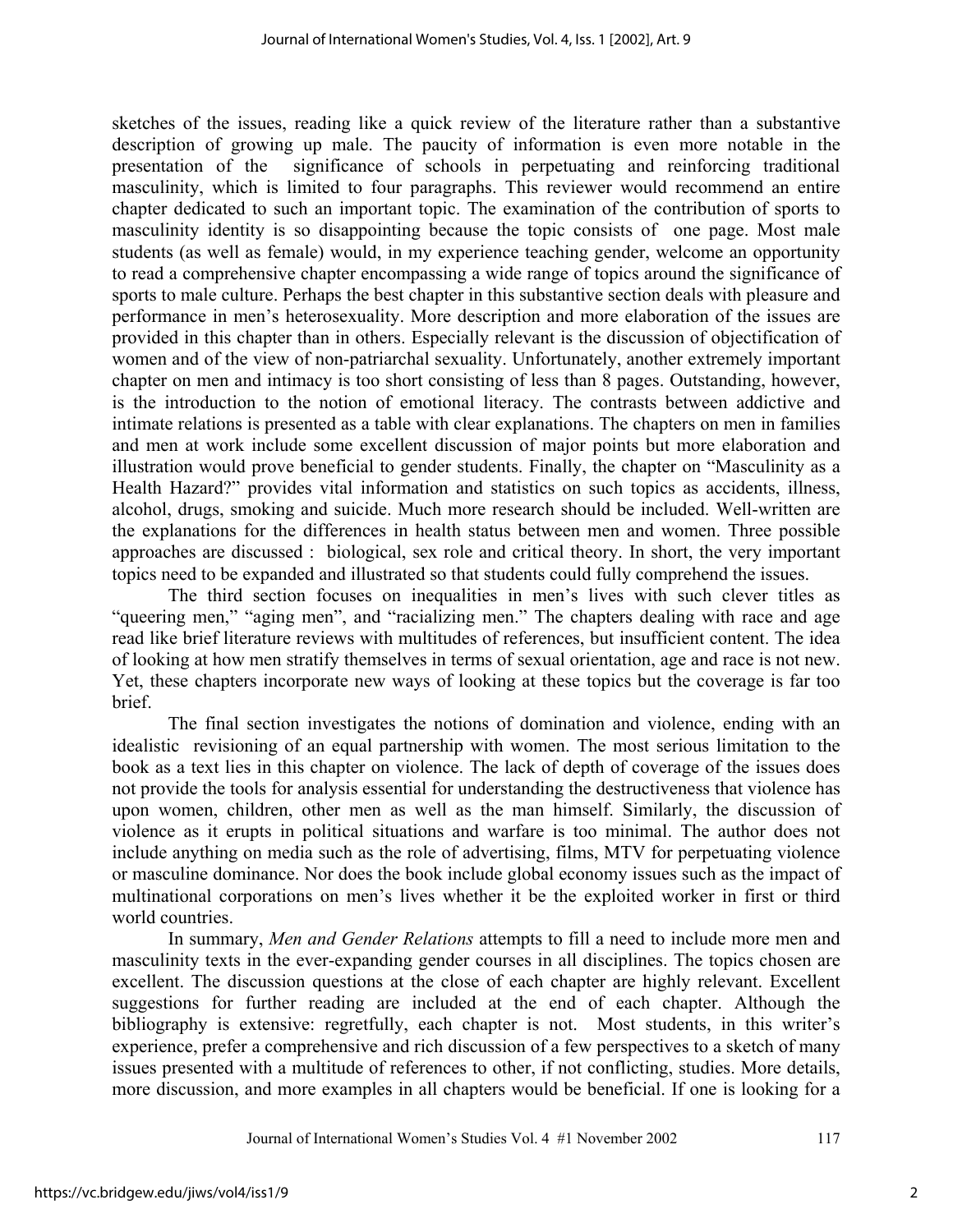sketches of the issues, reading like a quick review of the literature rather than a substantive description of growing up male. The paucity of information is even more notable in the presentation of the significance of schools in perpetuating and reinforcing traditional masculinity, which is limited to four paragraphs. This reviewer would recommend an entire chapter dedicated to such an important topic. The examination of the contribution of sports to masculinity identity is so disappointing because the topic consists of one page. Most male students (as well as female) would, in my experience teaching gender, welcome an opportunity to read a comprehensive chapter encompassing a wide range of topics around the significance of sports to male culture. Perhaps the best chapter in this substantive section deals with pleasure and performance in men's heterosexuality. More description and more elaboration of the issues are provided in this chapter than in others. Especially relevant is the discussion of objectification of women and of the view of non-patriarchal sexuality. Unfortunately, another extremely important chapter on men and intimacy is too short consisting of less than 8 pages. Outstanding, however, is the introduction to the notion of emotional literacy. The contrasts between addictive and intimate relations is presented as a table with clear explanations. The chapters on men in families and men at work include some excellent discussion of major points but more elaboration and illustration would prove beneficial to gender students. Finally, the chapter on "Masculinity as a Health Hazard?" provides vital information and statistics on such topics as accidents, illness, alcohol, drugs, smoking and suicide. Much more research should be included. Well-written are the explanations for the differences in health status between men and women. Three possible approaches are discussed : biological, sex role and critical theory. In short, the very important topics need to be expanded and illustrated so that students could fully comprehend the issues.

The third section focuses on inequalities in men's lives with such clever titles as "queering men," "aging men", and "racializing men." The chapters dealing with race and age read like brief literature reviews with multitudes of references, but insufficient content. The idea of looking at how men stratify themselves in terms of sexual orientation, age and race is not new. Yet, these chapters incorporate new ways of looking at these topics but the coverage is far too brief.

The final section investigates the notions of domination and violence, ending with an idealistic revisioning of an equal partnership with women. The most serious limitation to the book as a text lies in this chapter on violence. The lack of depth of coverage of the issues does not provide the tools for analysis essential for understanding the destructiveness that violence has upon women, children, other men as well as the man himself. Similarly, the discussion of violence as it erupts in political situations and warfare is too minimal. The author does not include anything on media such as the role of advertising, films, MTV for perpetuating violence or masculine dominance. Nor does the book include global economy issues such as the impact of multinational corporations on men's lives whether it be the exploited worker in first or third world countries.

In summary, *Men and Gender Relations* attempts to fill a need to include more men and masculinity texts in the ever-expanding gender courses in all disciplines. The topics chosen are excellent. The discussion questions at the close of each chapter are highly relevant. Excellent suggestions for further reading are included at the end of each chapter. Although the bibliography is extensive: regretfully, each chapter is not. Most students, in this writer's experience, prefer a comprehensive and rich discussion of a few perspectives to a sketch of many issues presented with a multitude of references to other, if not conflicting, studies. More details, more discussion, and more examples in all chapters would be beneficial. If one is looking for a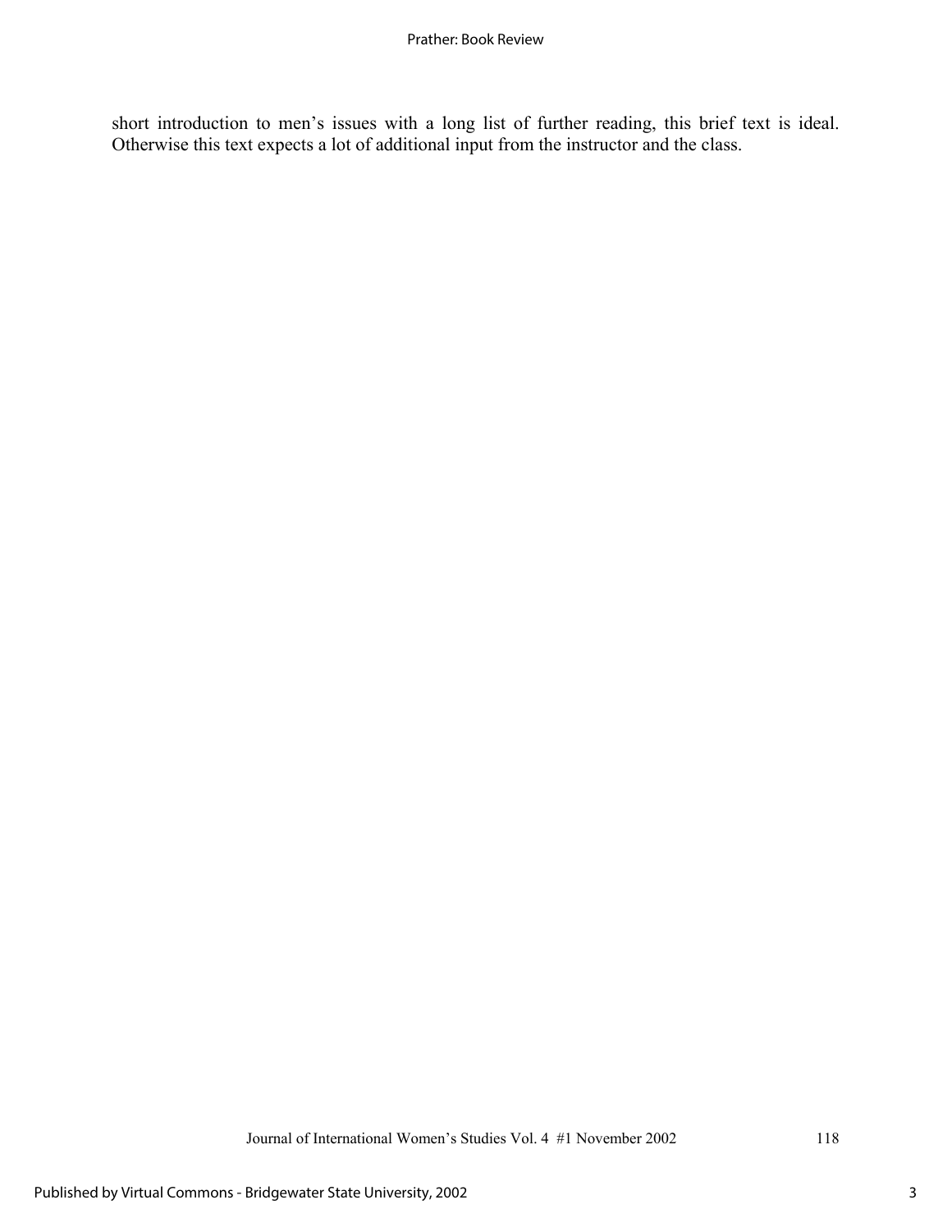short introduction to men's issues with a long list of further reading, this brief text is ideal. Otherwise this text expects a lot of additional input from the instructor and the class.